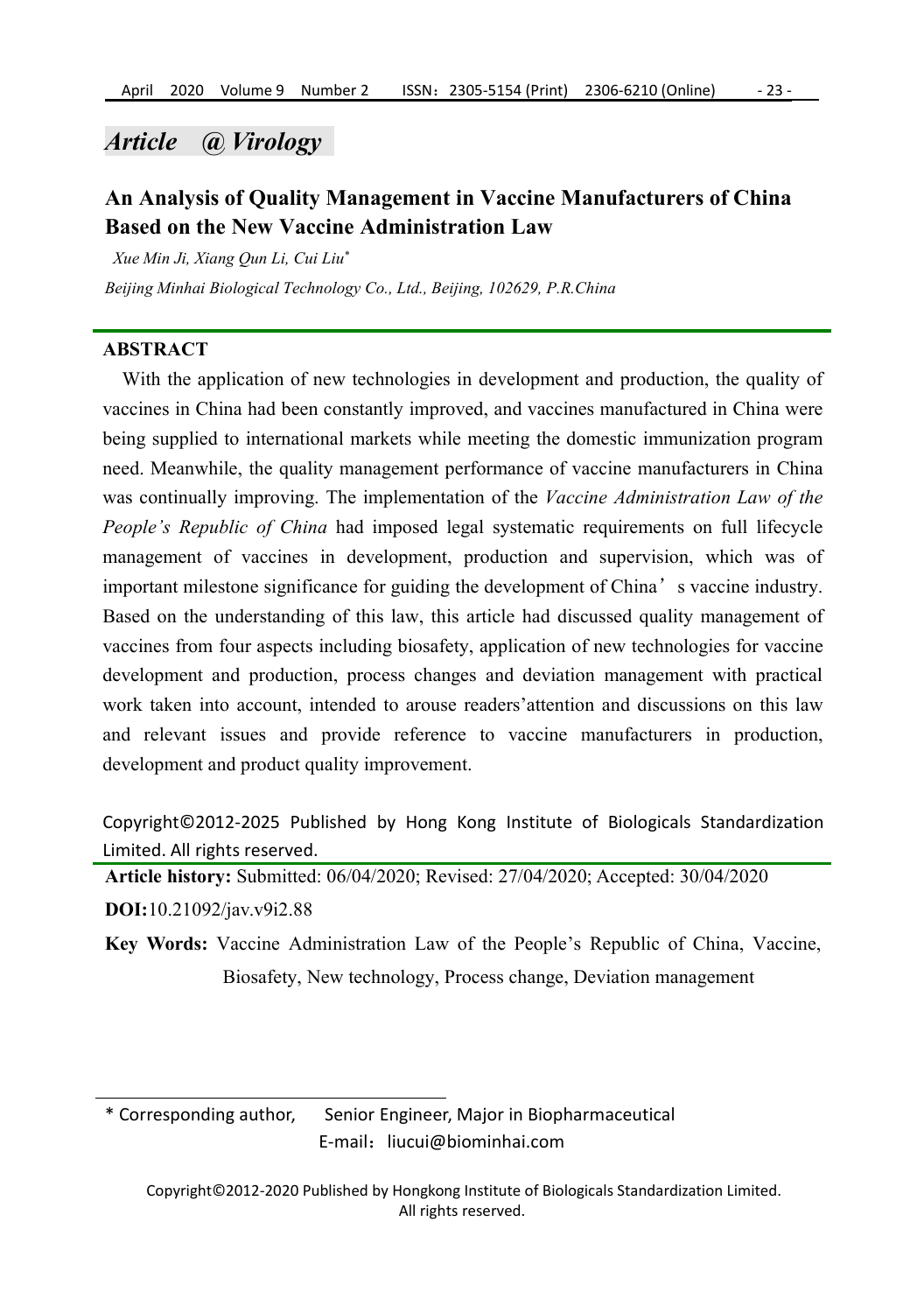*Article @ Virology*

# An Analysis of Quality Management in Vaccine Manufacturers of China Based on the New Vaccine Administration Law

*Xue Min Ji, Xiang Qun Li, Cui Liu**

*Beijing Minhai Biological Technology Co., Ltd., Beijing, 102629, P.R.China*

## ABSTRACT

With the application of new technologies in development and production, the quality of vaccines in China had been constantly improved, and vaccines manufactured in China were being supplied to international markets while meeting the domestic immunization program need. Meanwhile, the quality management performance of vaccine manufacturers in China was continually improving. The implementation of the *Vaccine Administration Law of the People's Republic of China* had imposed legal systematic requirements on full lifecycle management of vaccines in development, production and supervision, which was of important milestone significance for guiding the development of China's vaccine industry. Based on the understanding of this law, this article had discussed quality management of vaccines from four aspects including biosafety, application of new technologies for vaccine development and production, process changes and deviation management with practical work taken into account, intended to arouse readers' attention and discussions on this law and relevant issues and provide reference to vaccine manufacturers in production, development and product quality improvement.

Copyright©2012-2025 Published by Hong Kong Institute of Biologicals Standardization Limited. All rights reserved.

**Article history:** Submitted: 06/04/2020; Revised: 27/04/2020; Accepted: 30/04/2020

**DOI:** 10.21092/jav.v9i2.88

**Key Words:** Vaccine Administration Law of the People's Republic of China, Vaccine, Biosafety, New technology, Process change, Deviation management

---

\* Corresponding author, Senior Engineer, Major in Biopharmaceutical
E-mail：liucui@biominhai.com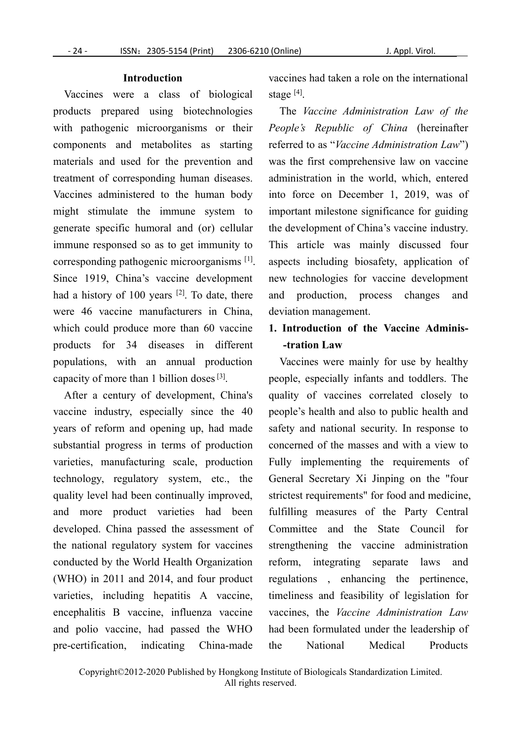## Introduction

Vaccines were a class of biological products prepared using biotechnologies with pathogenic microorganisms or their components and metabolites as starting materials and used for the prevention and treatment of corresponding human diseases. Vaccines administered to the human body might stimulate the immune system to generate specific humoral and (or) cellular immune responsed so as to get immunity to corresponding pathogenic microorganisms [1]. Since 1919, China's vaccine development had a history of 100 years [2]. To date, there were 46 vaccine manufacturers in China, which could produce more than 60 vaccine products for 34 diseases in different populations, with an annual production capacity of more than 1 billion doses [3].

After a century of development, China's vaccine industry, especially since the 40 years of reform and opening up, had made substantial progress in terms of production varieties, manufacturing scale, production technology, regulatory system, etc., the quality level had been continually improved, and more product varieties had been developed. China passed the assessment of the national regulatory system for vaccines conducted by the World Health Organization (WHO) in 2011 and 2014, and four product varieties, including hepatitis A vaccine, encephalitis B vaccine, influenza vaccine and polio vaccine, had passed the WHO pre-certification, indicating China-made vaccines had taken a role on the international stage [4].

The *Vaccine Administration Law of the People's Republic of China* (hereinafter referred to as "*Vaccine Administration Law*") was the first comprehensive law on vaccine administration in the world, which, entered into force on December 1, 2019, was of important milestone significance for guiding the development of China's vaccine industry. This article was mainly discussed four aspects including biosafety, application of new technologies for vaccine development and production, process changes and deviation management.

## 1. Introduction of the Vaccine Administration Law

Vaccines were mainly for use by healthy people, especially infants and toddlers. The quality of vaccines correlated closely to people's health and also to public health and safety and national security. In response to concerned of the masses and with a view to Fully implementing the requirements of General Secretary Xi Jinping on the "four strictest requirements" for food and medicine, fulfilling measures of the Party Central Committee and the State Council for strengthening the vaccine administration reform, integrating separate laws and regulations , enhancing the pertinence, timeliness and feasibility of legislation for vaccines, the *Vaccine Administration Law* had been formulated under the leadership of the National Medical Products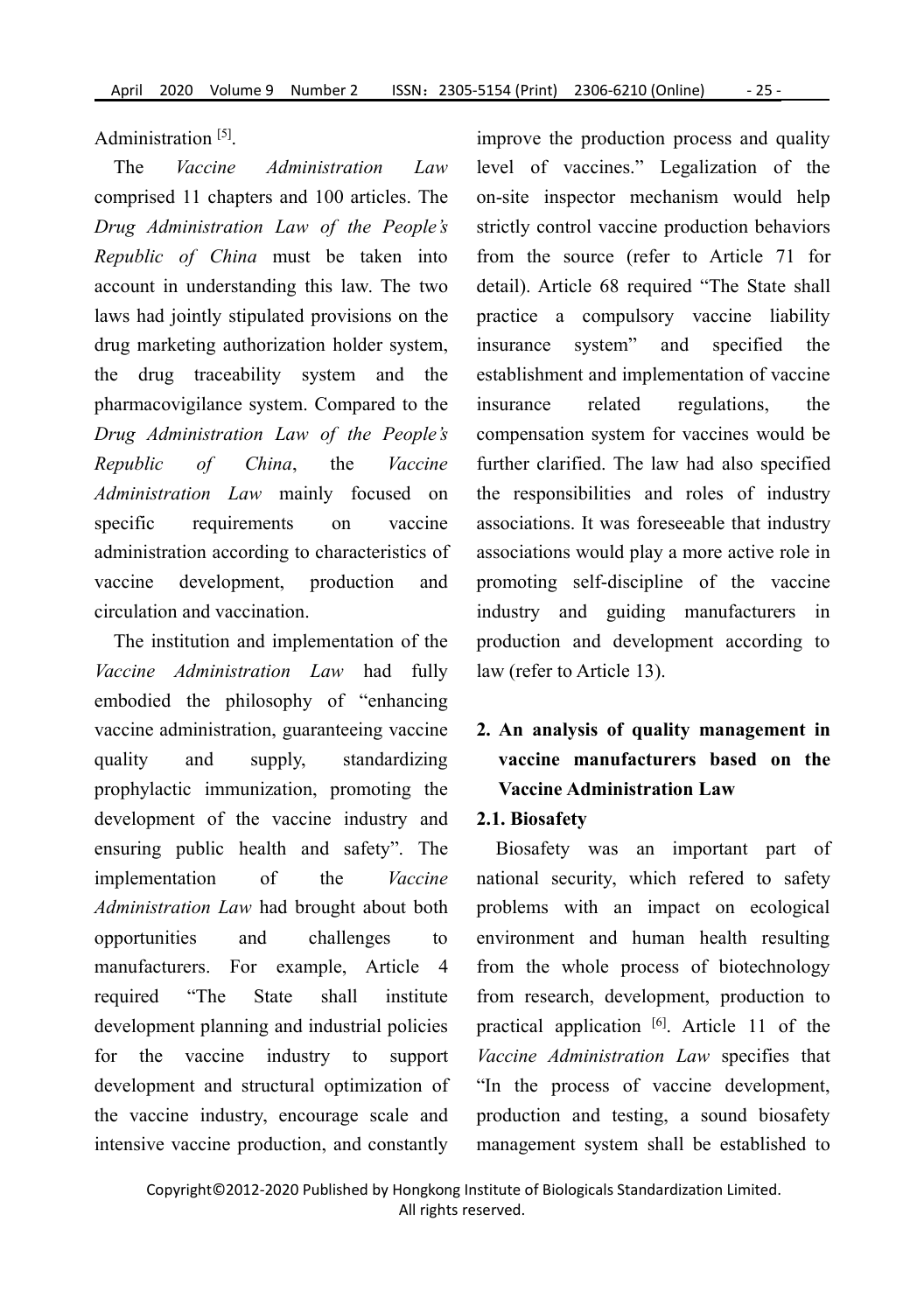Administration [5].

The *Vaccine Administration Law* comprised 11 chapters and 100 articles. The *Drug Administration Law of the People's Republic of China* must be taken into account in understanding this law. The two laws had jointly stipulated provisions on the drug marketing authorization holder system, the drug traceability system and the pharmacovigilance system. Compared to the *Drug Administration Law of the People's Republic of China*, the *Vaccine Administration Law* mainly focused on specific requirements on vaccine administration according to characteristics of vaccine development, production and circulation and vaccination.

The institution and implementation of the *Vaccine Administration Law* had fully embodied the philosophy of "enhancing vaccine administration, guaranteeing vaccine quality and supply, standardizing prophylactic immunization, promoting the development of the vaccine industry and ensuring public health and safety". The implementation of the *Vaccine Administration Law* had brought about both opportunities and challenges to manufacturers. For example, Article 4 required "The State shall institute development planning and industrial policies for the vaccine industry to support development and structural optimization of the vaccine industry, encourage scale and intensive vaccine production, and constantly improve the production process and quality level of vaccines." Legalization of the on-site inspector mechanism would help strictly control vaccine production behaviors from the source (refer to Article 71 for detail). Article 68 required "The State shall practice a compulsory vaccine liability insurance system" and specified the establishment and implementation of vaccine insurance related regulations, the compensation system for vaccines would be further clarified. The law had also specified the responsibilities and roles of industry associations. It was foreseeable that industry associations would play a more active role in promoting self-discipline of the vaccine industry and guiding manufacturers in production and development according to law (refer to Article 13).

## 2. An analysis of quality management in vaccine manufacturers based on the Vaccine Administration Law

### 2.1. Biosafety

Biosafety was an important part of national security, which refered to safety problems with an impact on ecological environment and human health resulting from the whole process of biotechnology from research, development, production to practical application [6]. Article 11 of the *Vaccine Administration Law* specifies that "In the process of vaccine development, production and testing, a sound biosafety management system shall be established to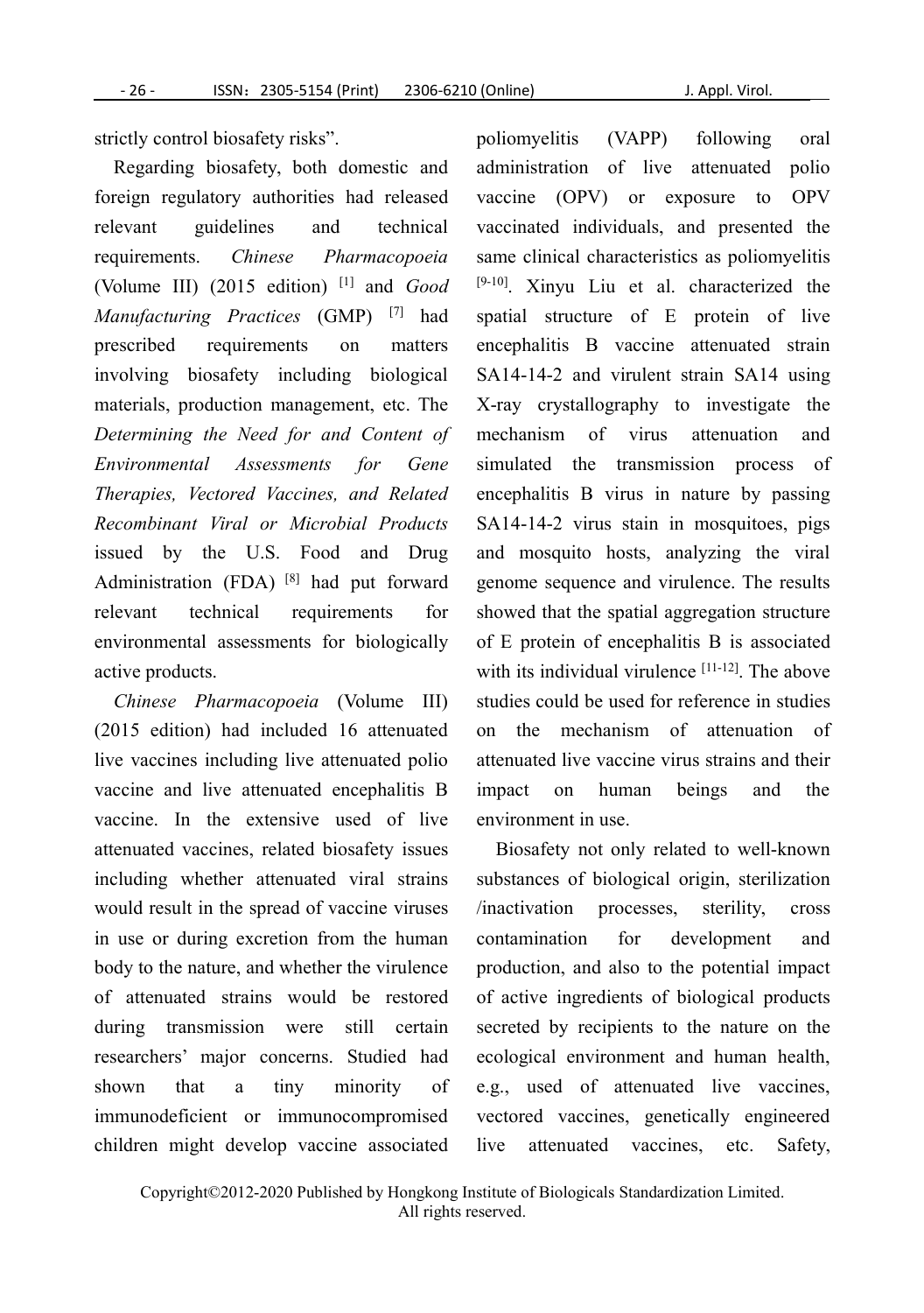strictly control biosafety risks".

Regarding biosafety, both domestic and foreign regulatory authorities had released relevant guidelines and technical requirements. *Chinese Pharmacopoeia* (Volume III) (2015 edition) [1] and *Good Manufacturing Practices* (GMP) [7] had prescribed requirements on matters involving biosafety including biological materials, production management, etc. The *Determining the Need for and Content of Environmental Assessments for Gene Therapies, Vectored Vaccines, and Related Recombinant Viral or Microbial Products* issued by the U.S. Food and Drug Administration (FDA) [8] had put forward relevant technical requirements for environmental assessments for biologically active products.

*Chinese Pharmacopoeia* (Volume III) (2015 edition) had included 16 attenuated live vaccines including live attenuated polio vaccine and live attenuated encephalitis B vaccine. In the extensive used of live attenuated vaccines, related biosafety issues including whether attenuated viral strains would result in the spread of vaccine viruses in use or during excretion from the human body to the nature, and whether the virulence of attenuated strains would be restored during transmission were still certain researchers' major concerns. Studied had shown that a tiny minority of immunodeficient or immunocompromised children might develop vaccine associated poliomyelitis (VAPP) following oral administration of live attenuated polio vaccine (OPV) or exposure to OPV vaccinated individuals, and presented the same clinical characteristics as poliomyelitis [9-10]. Xinyu Liu et al. characterized the spatial structure of E protein of live encephalitis B vaccine attenuated strain SA14-14-2 and virulent strain SA14 using X-ray crystallography to investigate the mechanism of virus attenuation and simulated the transmission process of encephalitis B virus in nature by passing SA14-14-2 virus stain in mosquitoes, pigs and mosquito hosts, analyzing the viral genome sequence and virulence. The results showed that the spatial aggregation structure of E protein of encephalitis B is associated with its individual virulence [11-12]. The above studies could be used for reference in studies on the mechanism of attenuation of attenuated live vaccine virus strains and their impact on human beings and the environment in use.

Biosafety not only related to well-known substances of biological origin, sterilization /inactivation processes, sterility, cross contamination for development and production, and also to the potential impact of active ingredients of biological products secreted by recipients to the nature on the ecological environment and human health, e.g., used of attenuated live vaccines, vectored vaccines, genetically engineered live attenuated vaccines, etc. Safety,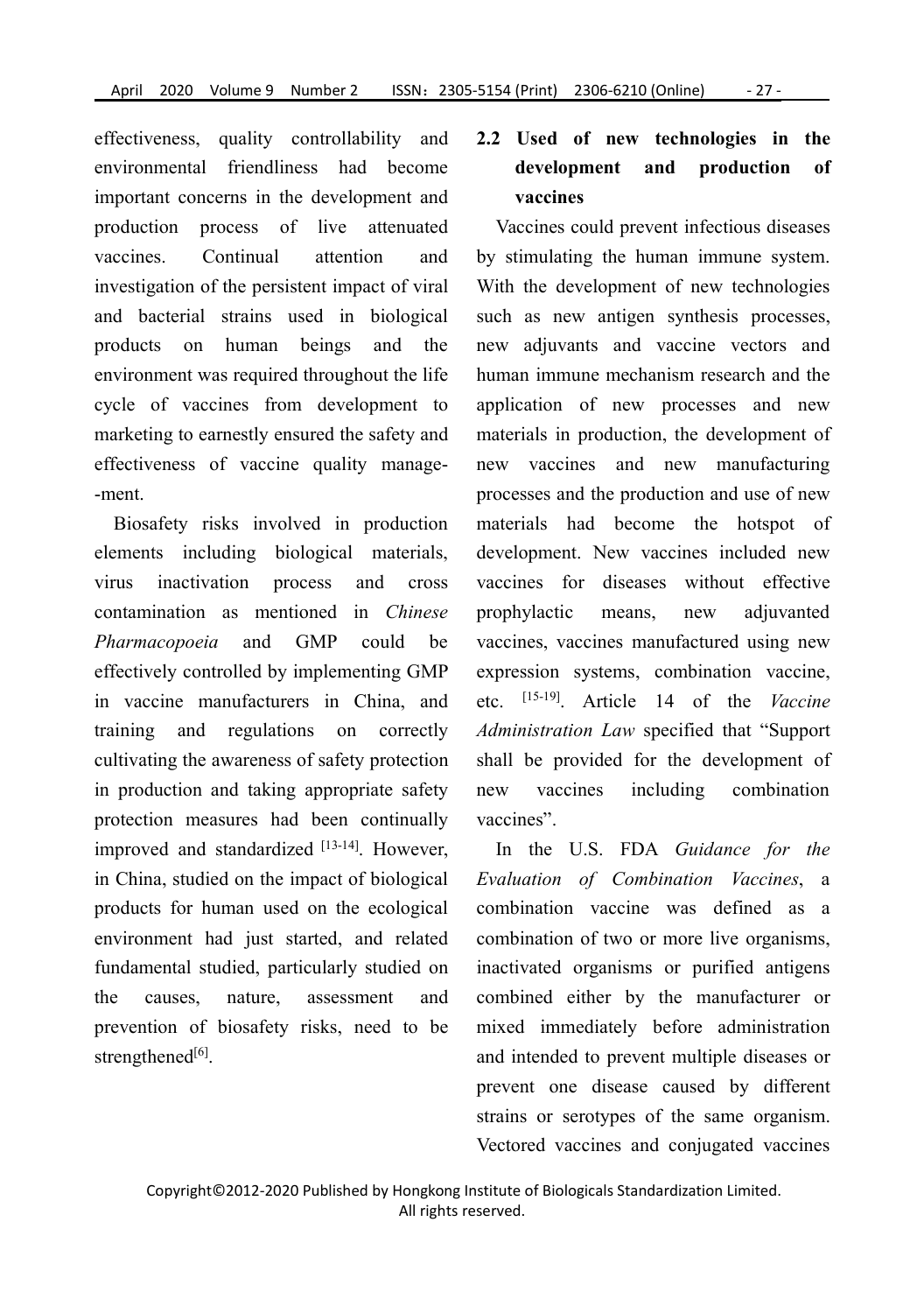effectiveness, quality controllability and environmental friendliness had become important concerns in the development and production process of live attenuated vaccines. Continual attention and investigation of the persistent impact of viral and bacterial strains used in biological products on human beings and the environment was required throughout the life cycle of vaccines from development to marketing to earnestly ensured the safety and effectiveness of vaccine quality management.

Biosafety risks involved in production elements including biological materials, virus inactivation process and cross contamination as mentioned in *Chinese Pharmacopoeia* and GMP could be effectively controlled by implementing GMP in vaccine manufacturers in China, and training and regulations on correctly cultivating the awareness of safety protection in production and taking appropriate safety protection measures had been continually improved and standardized [13-14]. However, in China, studied on the impact of biological products for human used on the ecological environment had just started, and related fundamental studied, particularly studied on the causes, nature, assessment and prevention of biosafety risks, need to be strengthened[6].

## 2.2 Used of new technologies in the development and production of vaccines

Vaccines could prevent infectious diseases by stimulating the human immune system. With the development of new technologies such as new antigen synthesis processes, new adjuvants and vaccine vectors and human immune mechanism research and the application of new processes and new materials in production, the development of new vaccines and new manufacturing processes and the production and use of new materials had become the hotspot of development. New vaccines included new vaccines for diseases without effective prophylactic means, new adjuvanted vaccines, vaccines manufactured using new expression systems, combination vaccine, etc. [15-19]. Article 14 of the *Vaccine Administration Law* specified that "Support shall be provided for the development of new vaccines including combination vaccines".

In the U.S. FDA *Guidance for the Evaluation of Combination Vaccines*, a combination vaccine was defined as a combination of two or more live organisms, inactivated organisms or purified antigens combined either by the manufacturer or mixed immediately before administration and intended to prevent multiple diseases or prevent one disease caused by different strains or serotypes of the same organism. Vectored vaccines and conjugated vaccines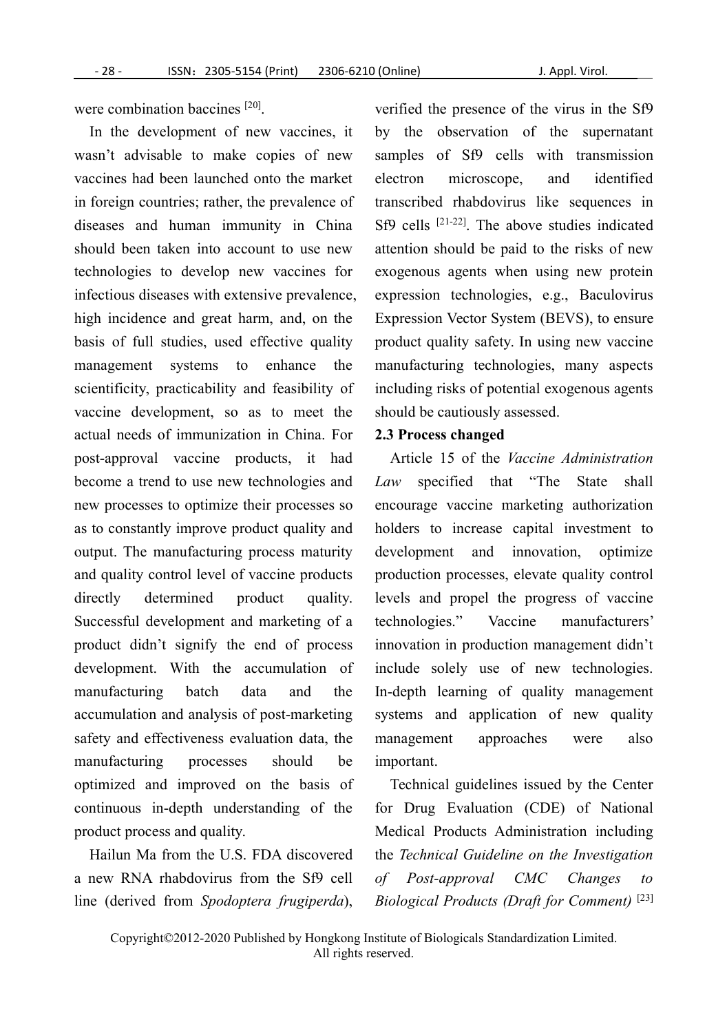were combination baccines [20].

In the development of new vaccines, it wasn't advisable to make copies of new vaccines had been launched onto the market in foreign countries; rather, the prevalence of diseases and human immunity in China should been taken into account to use new technologies to develop new vaccines for infectious diseases with extensive prevalence, high incidence and great harm, and, on the basis of full studies, used effective quality management systems to enhance the scientificity, practicability and feasibility of vaccine development, so as to meet the actual needs of immunization in China. For post-approval vaccine products, it had become a trend to use new technologies and new processes to optimize their processes so as to constantly improve product quality and output. The manufacturing process maturity and quality control level of vaccine products directly determined product quality. Successful development and marketing of a product didn't signify the end of process development. With the accumulation of manufacturing batch data and the accumulation and analysis of post-marketing safety and effectiveness evaluation data, the manufacturing processes should be optimized and improved on the basis of continuous in-depth understanding of the product process and quality.

Hailun Ma from the U.S. FDA discovered a new RNA rhabdovirus from the Sf9 cell line (derived from *Spodoptera frugiperda*), verified the presence of the virus in the Sf9 by the observation of the supernatant samples of Sf9 cells with transmission electron microscope, and identified transcribed rhabdovirus like sequences in Sf9 cells [21-22]. The above studies indicated attention should be paid to the risks of new exogenous agents when using new protein expression technologies, e.g., Baculovirus Expression Vector System (BEVS), to ensure product quality safety. In using new vaccine manufacturing technologies, many aspects including risks of potential exogenous agents should be cautiously assessed.

### 2.3 Process changed

Article 15 of the *Vaccine Administration Law* specified that "The State shall encourage vaccine marketing authorization holders to increase capital investment to development and innovation, optimize production processes, elevate quality control levels and propel the progress of vaccine technologies." Vaccine manufacturers' innovation in production management didn't include solely use of new technologies. In-depth learning of quality management systems and application of new quality management approaches were also important.

Technical guidelines issued by the Center for Drug Evaluation (CDE) of National Medical Products Administration including the *Technical Guideline on the Investigation of Post-approval CMC Changes to Biological Products (Draft for Comment)* [23]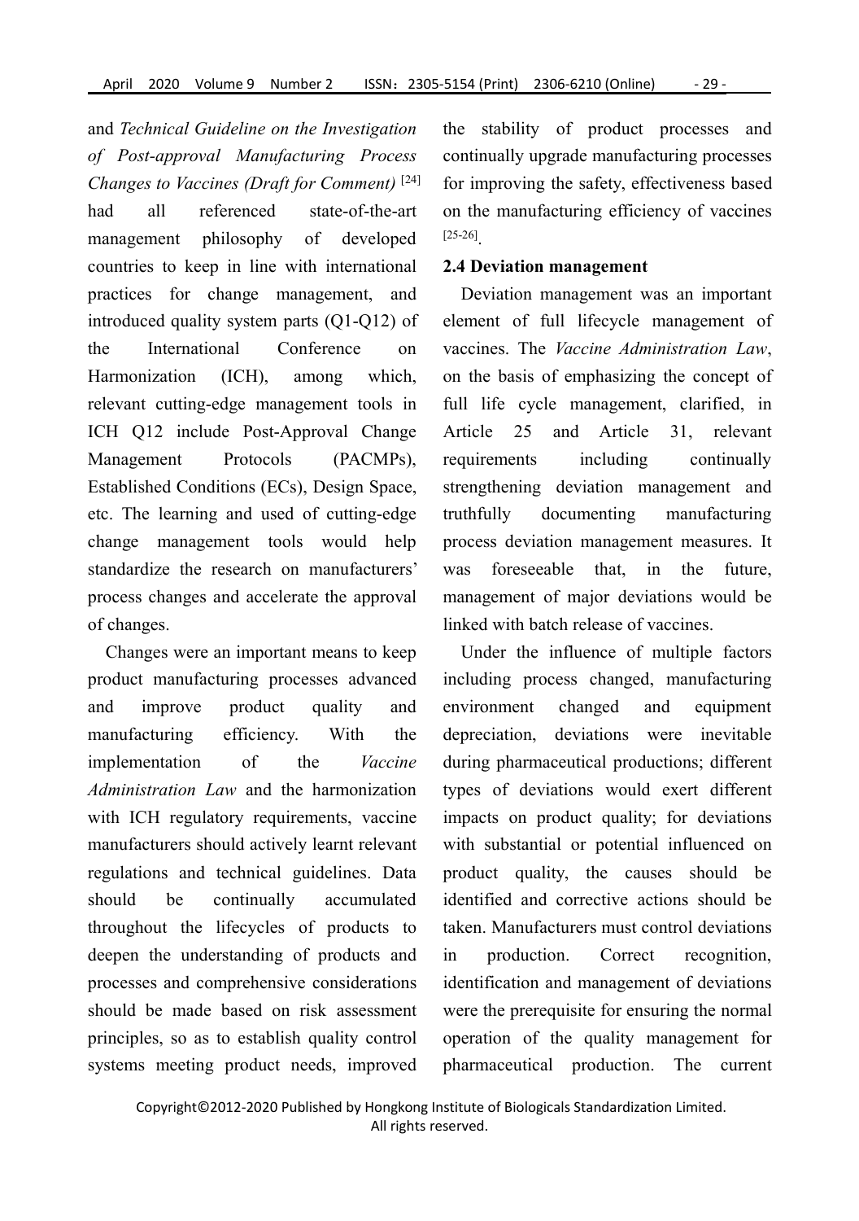and *Technical Guideline on the Investigation of Post-approval Manufacturing Process Changes to Vaccines (Draft for Comment)* [24] had all referenced state-of-the-art management philosophy of developed countries to keep in line with international practices for change management, and introduced quality system parts (Q1-Q12) of the International Conference on Harmonization (ICH), among which, relevant cutting-edge management tools in ICH Q12 include Post-Approval Change Management Protocols (PACMPs), Established Conditions (ECs), Design Space, etc. The learning and used of cutting-edge change management tools would help standardize the research on manufacturers' process changes and accelerate the approval of changes.

Changes were an important means to keep product manufacturing processes advanced and improve product quality and manufacturing efficiency. With the implementation of the *Vaccine Administration Law* and the harmonization with ICH regulatory requirements, vaccine manufacturers should actively learnt relevant regulations and technical guidelines. Data should be continually accumulated throughout the lifecycles of products to deepen the understanding of products and processes and comprehensive considerations should be made based on risk assessment principles, so as to establish quality control systems meeting product needs, improved the stability of product processes and continually upgrade manufacturing processes for improving the safety, effectiveness based on the manufacturing efficiency of vaccines [25-26].

## 2.4 Deviation management

Deviation management was an important element of full lifecycle management of vaccines. The *Vaccine Administration Law*, on the basis of emphasizing the concept of full life cycle management, clarified, in Article 25 and Article 31, relevant requirements including continually strengthening deviation management and truthfully documenting manufacturing process deviation management measures. It was foreseeable that, in the future, management of major deviations would be linked with batch release of vaccines.

Under the influence of multiple factors including process changed, manufacturing environment changed and equipment depreciation, deviations were inevitable during pharmaceutical productions; different types of deviations would exert different impacts on product quality; for deviations with substantial or potential influenced on product quality, the causes should be identified and corrective actions should be taken. Manufacturers must control deviations in production. Correct recognition, identification and management of deviations were the prerequisite for ensuring the normal operation of the quality management for pharmaceutical production. The current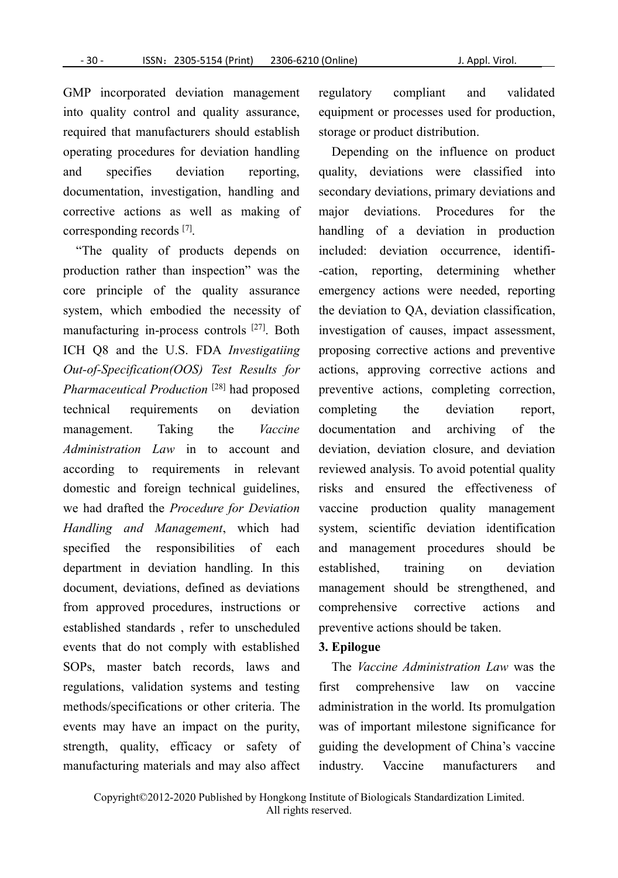GMP incorporated deviation management into quality control and quality assurance, required that manufacturers should establish operating procedures for deviation handling and specifies deviation reporting, documentation, investigation, handling and corrective actions as well as making of corresponding records [7].

"The quality of products depends on production rather than inspection" was the core principle of the quality assurance system, which embodied the necessity of manufacturing in-process controls [27]. Both ICH Q8 and the U.S. FDA *Investigatiing Out-of-Specification(OOS) Test Results for Pharmaceutical Production* [28] had proposed technical requirements on deviation management. Taking the *Vaccine Administration Law* in to account and according to requirements in relevant domestic and foreign technical guidelines, we had drafted the *Procedure for Deviation Handling and Management*, which had specified the responsibilities of each department in deviation handling. In this document, deviations, defined as deviations from approved procedures, instructions or established standards , refer to unscheduled events that do not comply with established SOPs, master batch records, laws and regulations, validation systems and testing methods/specifications or other criteria. The events may have an impact on the purity, strength, quality, efficacy or safety of manufacturing materials and may also affect regulatory compliant and validated equipment or processes used for production, storage or product distribution.

Depending on the influence on product quality, deviations were classified into secondary deviations, primary deviations and major deviations. Procedures for the handling of a deviation in production included: deviation occurrence, identifi--cation, reporting, determining whether emergency actions were needed, reporting the deviation to QA, deviation classification, investigation of causes, impact assessment, proposing corrective actions and preventive actions, approving corrective actions and preventive actions, completing correction, completing the deviation report, documentation and archiving of the deviation, deviation closure, and deviation reviewed analysis. To avoid potential quality risks and ensured the effectiveness of vaccine production quality management system, scientific deviation identification and management procedures should be established, training on deviation management should be strengthened, and comprehensive corrective actions and preventive actions should be taken.

**3. Epilogue**

The *Vaccine Administration Law* was the first comprehensive law on vaccine administration in the world. Its promulgation was of important milestone significance for guiding the development of China's vaccine industry. Vaccine manufacturers and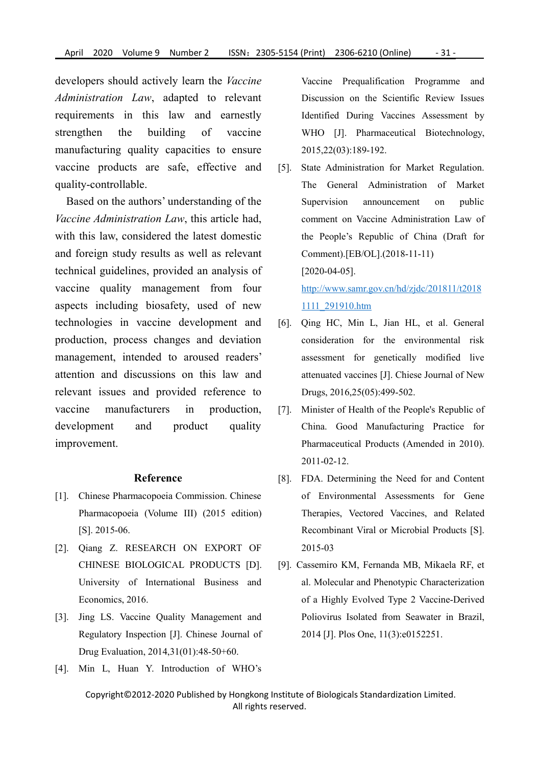developers should actively learn the *Vaccine Administration Law*, adapted to relevant requirements in this law and earnestly strengthen the building of vaccine manufacturing quality capacities to ensure vaccine products are safe, effective and quality-controllable.

Based on the authors' understanding of the *Vaccine Administration Law*, this article had, with this law, considered the latest domestic and foreign study results as well as relevant technical guidelines, provided an analysis of vaccine quality management from four aspects including biosafety, used of new technologies in vaccine development and production, process changes and deviation management, intended to aroused readers' attention and discussions on this law and relevant issues and provided reference to vaccine manufacturers in production, development and product quality improvement.

## Reference

[1]. Chinese Pharmacopoeia Commission. Chinese Pharmacopoeia (Volume III) (2015 edition) [S]. 2015-06.

[2]. Qiang Z. RESEARCH ON EXPORT OF CHINESE BIOLOGICAL PRODUCTS [D]. University of International Business and Economics, 2016.

[3]. Jing LS. Vaccine Quality Management and Regulatory Inspection [J]. Chinese Journal of Drug Evaluation, 2014,31(01):48-50+60.

[4]. Min L, Huan Y. Introduction of WHO's Vaccine Prequalification Programme and Discussion on the Scientific Review Issues Identified During Vaccines Assessment by WHO [J]. Pharmaceutical Biotechnology, 2015,22(03):189-192.

[5]. State Administration for Market Regulation. The General Administration of Market Supervision announcement on public comment on Vaccine Administration Law of the People's Republic of China (Draft for Comment).[EB/OL].(2018-11-11) [2020-04-05]. http://www.samr.gov.cn/hd/zjdc/201811/t20181111_291910.htm

[6]. Qing HC, Min L, Jian HL, et al. General consideration for the environmental risk assessment for genetically modified live attenuated vaccines [J]. Chiese Journal of New Drugs, 2016,25(05):499-502.

[7]. Minister of Health of the People's Republic of China. Good Manufacturing Practice for Pharmaceutical Products (Amended in 2010). 2011-02-12.

[8]. FDA. Determining the Need for and Content of Environmental Assessments for Gene Therapies, Vectored Vaccines, and Related Recombinant Viral or Microbial Products [S]. 2015-03

[9]. Cassemiro KM, Fernanda MB, Mikaela RF, et al. Molecular and Phenotypic Characterization of a Highly Evolved Type 2 Vaccine-Derived Poliovirus Isolated from Seawater in Brazil, 2014 [J]. Plos One, 11(3):e0152251.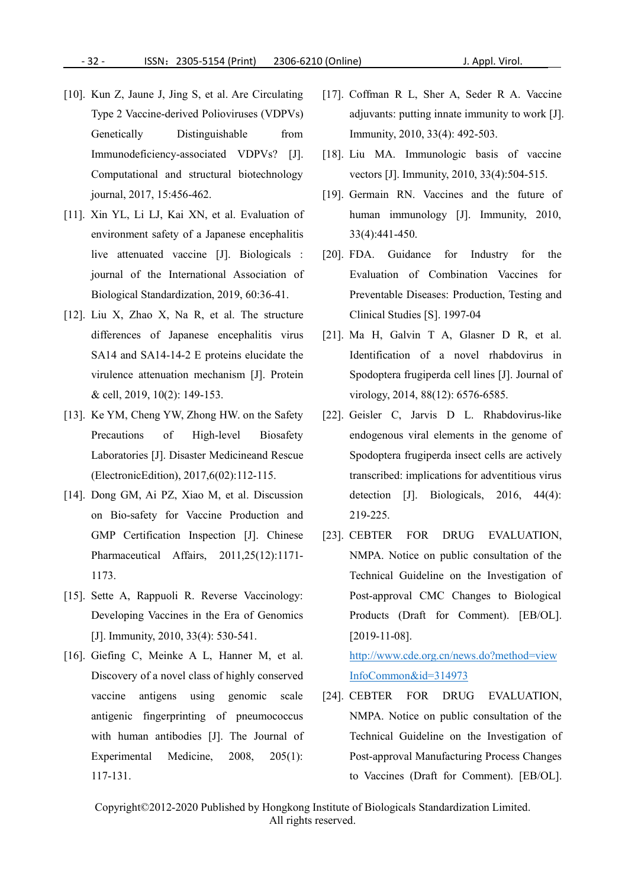[10]. Kun Z, Jaune J, Jing S, et al. Are Circulating Type 2 Vaccine-derived Polioviruses (VDPVs) Genetically Distinguishable from Immunodeficiency-associated VDPVs? [J]. Computational and structural biotechnology journal, 2017, 15:456-462.

[11]. Xin YL, Li LJ, Kai XN, et al. Evaluation of environment safety of a Japanese encephalitis live attenuated vaccine [J]. Biologicals : journal of the International Association of Biological Standardization, 2019, 60:36-41.

[12]. Liu X, Zhao X, Na R, et al. The structure differences of Japanese encephalitis virus SA14 and SA14-14-2 E proteins elucidate the virulence attenuation mechanism [J]. Protein & cell, 2019, 10(2): 149-153.

[13]. Ke YM, Cheng YW, Zhong HW. on the Safety Precautions of High-level Biosafety Laboratories [J]. Disaster Medicineand Rescue (ElectronicEdition), 2017,6(02):112-115.

[14]. Dong GM, Ai PZ, Xiao M, et al. Discussion on Bio-safety for Vaccine Production and GMP Certification Inspection [J]. Chinese Pharmaceutical Affairs, 2011,25(12):1171-1173.

[15]. Sette A, Rappuoli R. Reverse Vaccinology: Developing Vaccines in the Era of Genomics [J]. Immunity, 2010, 33(4): 530-541.

[16]. Giefing C, Meinke A L, Hanner M, et al. Discovery of a novel class of highly conserved vaccine antigens using genomic scale antigenic fingerprinting of pneumococcus with human antibodies [J]. The Journal of Experimental Medicine, 2008, 205(1): 117-131.

[17]. Coffman R L, Sher A, Seder R A. Vaccine adjuvants: putting innate immunity to work [J]. Immunity, 2010, 33(4): 492-503.

[18]. Liu MA. Immunologic basis of vaccine vectors [J]. Immunity, 2010, 33(4):504-515.

[19]. Germain RN. Vaccines and the future of human immunology [J]. Immunity, 2010, 33(4):441-450.

[20]. FDA. Guidance for Industry for the Evaluation of Combination Vaccines for Preventable Diseases: Production, Testing and Clinical Studies [S]. 1997-04

[21]. Ma H, Galvin T A, Glasner D R, et al. Identification of a novel rhabdovirus in Spodoptera frugiperda cell lines [J]. Journal of virology, 2014, 88(12): 6576-6585.

[22]. Geisler C, Jarvis D L. Rhabdovirus-like endogenous viral elements in the genome of Spodoptera frugiperda insect cells are actively transcribed: implications for adventitious virus detection [J]. Biologicals, 2016, 44(4): 219-225.

[23]. CEBTER FOR DRUG EVALUATION, NMPA. Notice on public consultation of the Technical Guideline on the Investigation of Post-approval CMC Changes to Biological Products (Draft for Comment). [EB/OL]. [2019-11-08]. http://www.cde.org.cn/news.do?method=viewInfoCommon&id=314973

[24]. CEBTER FOR DRUG EVALUATION, NMPA. Notice on public consultation of the Technical Guideline on the Investigation of Post-approval Manufacturing Process Changes to Vaccines (Draft for Comment). [EB/OL].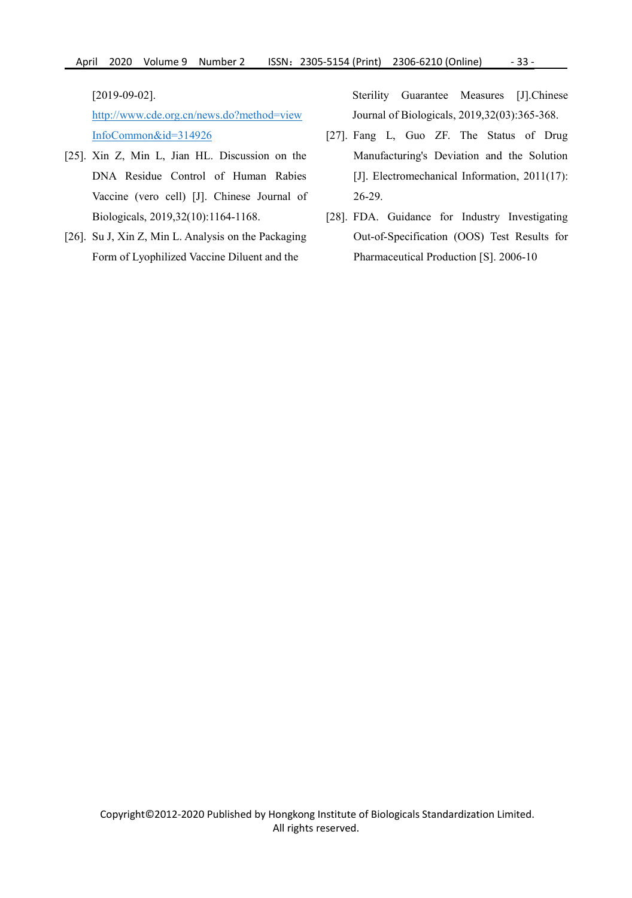[2019-09-02]. http://www.cde.org.cn/news.do?method=viewInfoCommon&id=314926

[25]. Xin Z, Min L, Jian HL. Discussion on the DNA Residue Control of Human Rabies Vaccine (vero cell) [J]. Chinese Journal of Biologicals, 2019,32(10):1164-1168.

[26]. Su J, Xin Z, Min L. Analysis on the Packaging Form of Lyophilized Vaccine Diluent and the Sterility Guarantee Measures [J].Chinese Journal of Biologicals, 2019,32(03):365-368.

[27]. Fang L, Guo ZF. The Status of Drug Manufacturing's Deviation and the Solution [J]. Electromechanical Information, 2011(17): 26-29.

[28]. FDA. Guidance for Industry Investigating Out-of-Specification (OOS) Test Results for Pharmaceutical Production [S]. 2006-10

Copyright©2012-2020 Published by Hongkong Institute of Biologicals Standardization Limited. All rights reserved.